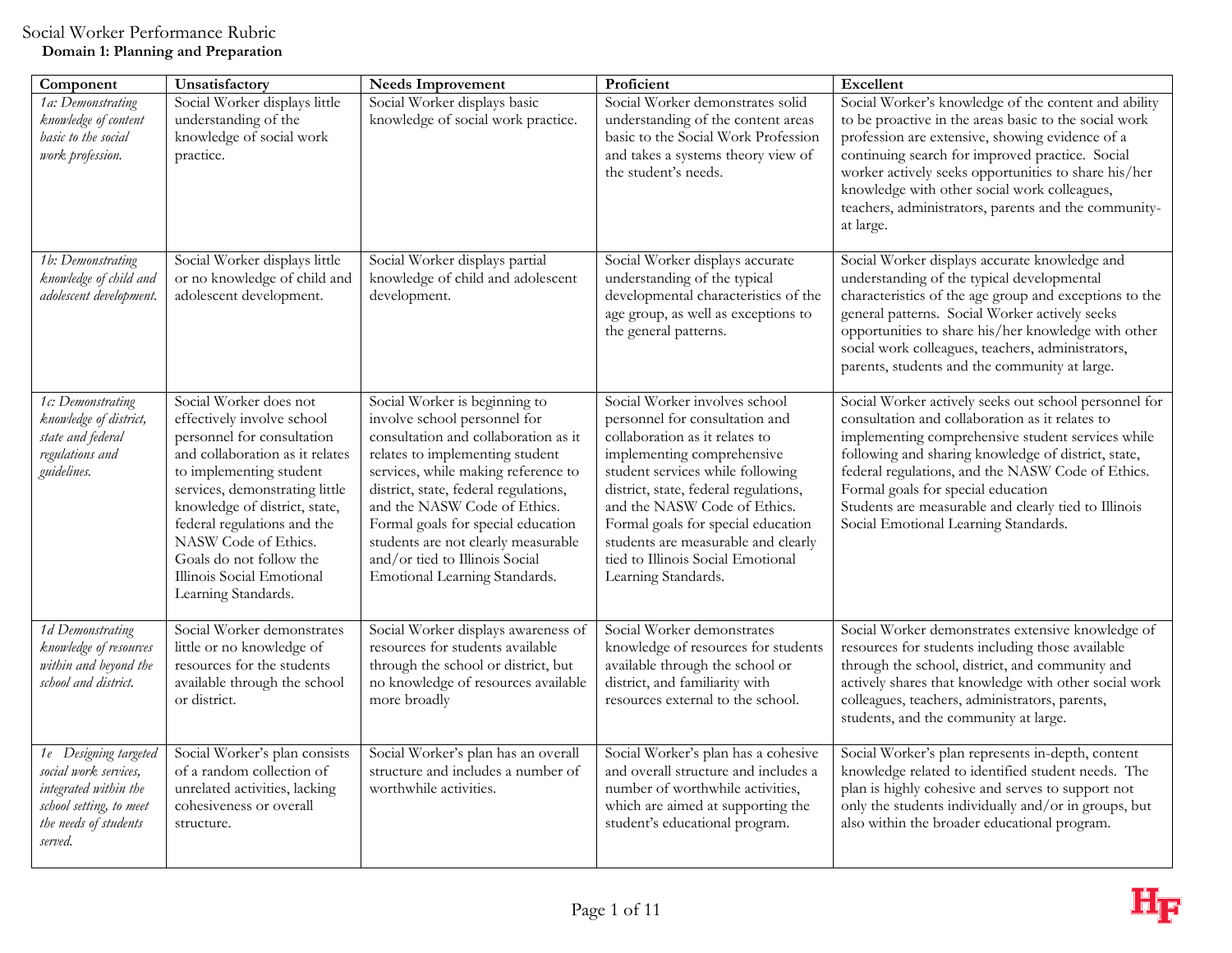# Social Worker Performance Rubric

## Domain 1: Planning and Preparation

| Component | Unsatisfactory | Needs Improvement | Proficient | Excellent |
|---|---|---|---|---|
| *1a: Demonstrating knowledge of content basic to the social work profession.* | Social Worker displays little understanding of the knowledge of social work practice. | Social Worker displays basic knowledge of social work practice. | Social Worker demonstrates solid understanding of the content areas basic to the Social Work Profession and takes a systems theory view of the student's needs. | Social Worker's knowledge of the content and ability to be proactive in the areas basic to the social work profession are extensive, showing evidence of a continuing search for improved practice. Social worker actively seeks opportunities to share his/her knowledge with other social work colleagues, teachers, administrators, parents and the community-at large. |
| *1b: Demonstrating knowledge of child and adolescent development.* | Social Worker displays little or no knowledge of child and adolescent development. | Social Worker displays partial knowledge of child and adolescent development. | Social Worker displays accurate understanding of the typical developmental characteristics of the age group, as well as exceptions to the general patterns. | Social Worker displays accurate knowledge and understanding of the typical developmental characteristics of the age group and exceptions to the general patterns. Social Worker actively seeks opportunities to share his/her knowledge with other social work colleagues, teachers, administrators, parents, students and the community at large. |
| *1c: Demonstrating knowledge of district, state and federal regulations and guidelines.* | Social Worker does not effectively involve school personnel for consultation and collaboration as it relates to implementing student services, demonstrating little knowledge of district, state, federal regulations and the NASW Code of Ethics. Goals do not follow the Illinois Social Emotional Learning Standards. | Social Worker is beginning to involve school personnel for consultation and collaboration as it relates to implementing student services, while making reference to district, state, federal regulations, and the NASW Code of Ethics. Formal goals for special education students are not clearly measurable and/or tied to Illinois Social Emotional Learning Standards. | Social Worker involves school personnel for consultation and collaboration as it relates to implementing comprehensive student services while following district, state, federal regulations, and the NASW Code of Ethics. Formal goals for special education students are measurable and clearly tied to Illinois Social Emotional Learning Standards. | Social Worker actively seeks out school personnel for consultation and collaboration as it relates to implementing comprehensive student services while following and sharing knowledge of district, state, federal regulations, and the NASW Code of Ethics. Formal goals for special education Students are measurable and clearly tied to Illinois Social Emotional Learning Standards. |
| *1d Demonstrating knowledge of resources within and beyond the school and district.* | Social Worker demonstrates little or no knowledge of resources for the students available through the school or district. | Social Worker displays awareness of resources for students available through the school or district, but no knowledge of resources available more broadly | Social Worker demonstrates knowledge of resources for students available through the school or district, and familiarity with resources external to the school. | Social Worker demonstrates extensive knowledge of resources for students including those available through the school, district, and community and actively shares that knowledge with other social work colleagues, teachers, administrators, parents, students, and the community at large. |
| *1e Designing targeted social work services, integrated within the school setting, to meet the needs of students served.* | Social Worker's plan consists of a random collection of unrelated activities, lacking cohesiveness or overall structure. | Social Worker's plan has an overall structure and includes a number of worthwhile activities. | Social Worker's plan has a cohesive and overall structure and includes a number of worthwhile activities, which are aimed at supporting the student's educational program. | Social Worker's plan represents in-depth, content knowledge related to identified student needs. The plan is highly cohesive and serves to support not only the students individually and/or in groups, but also within the broader educational program. |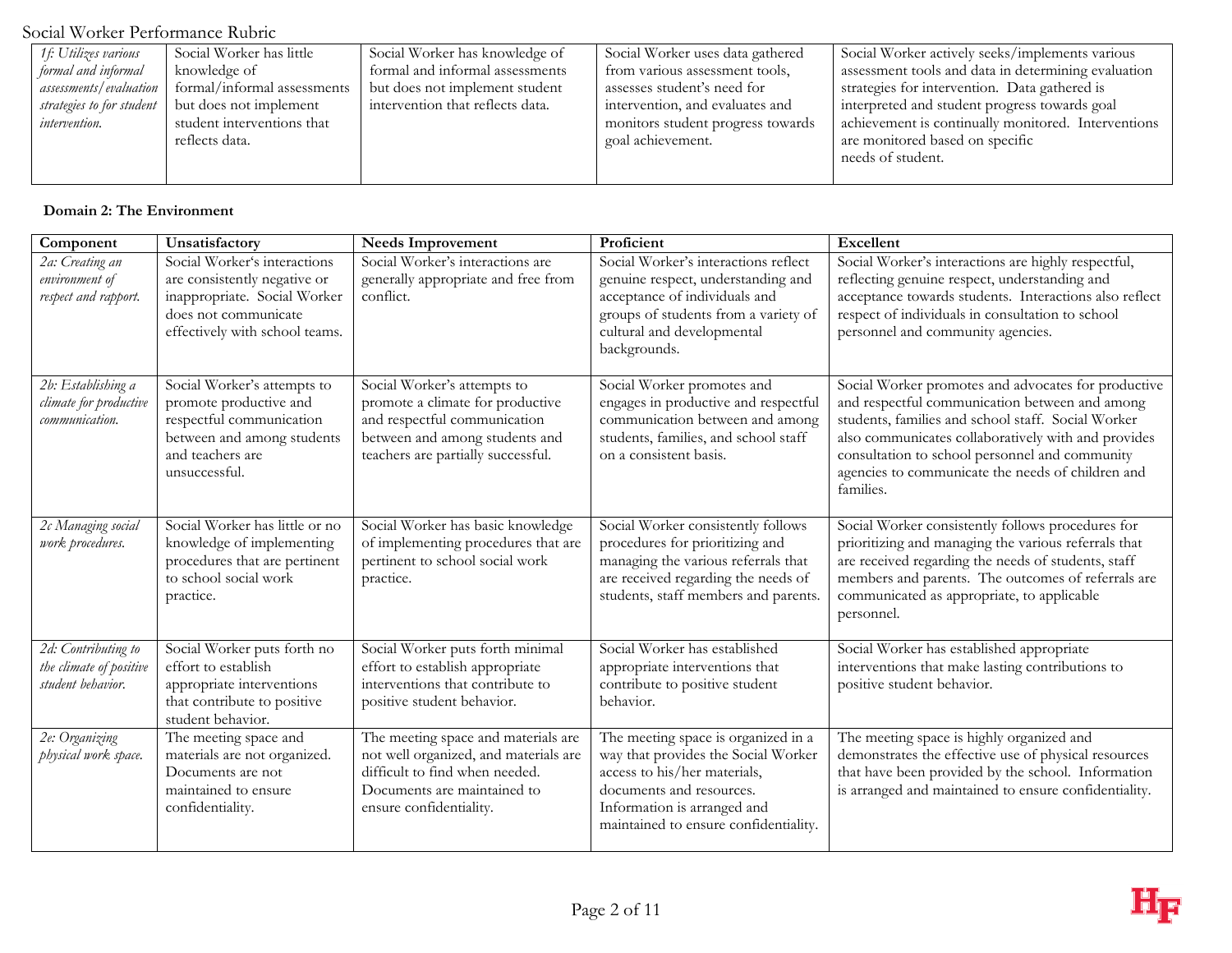| 1f: Utilizes various formal and informal assessments/evaluation strategies to for student intervention. | Social Worker has little knowledge of formal/informal assessments but does not implement student interventions that reflects data. | Social Worker has knowledge of formal and informal assessments but does not implement student intervention that reflects data. | Social Worker uses data gathered from various assessment tools, assesses student's need for intervention, and evaluates and monitors student progress towards goal achievement. | Social Worker actively seeks/implements various assessment tools and data in determining evaluation strategies for intervention. Data gathered is interpreted and student progress towards goal achievement is continually monitored. Interventions are monitored based on specific needs of student. |
|---|---|---|---|---|

**Domain 2: The Environment**

| Component | Unsatisfactory | Needs Improvement | Proficient | Excellent |
|---|---|---|---|---|
| *2a: Creating an environment of respect and rapport.* | Social Worker's interactions are consistently negative or inappropriate. Social Worker does not communicate effectively with school teams. | Social Worker's interactions are generally appropriate and free from conflict. | Social Worker's interactions reflect genuine respect, understanding and acceptance of individuals and groups of students from a variety of cultural and developmental backgrounds. | Social Worker's interactions are highly respectful, reflecting genuine respect, understanding and acceptance towards students. Interactions also reflect respect of individuals in consultation to school personnel and community agencies. |
| *2b: Establishing a climate for productive communication.* | Social Worker's attempts to promote productive and respectful communication between and among students and teachers are unsuccessful. | Social Worker's attempts to promote a climate for productive and respectful communication between and among students and teachers are partially successful. | Social Worker promotes and engages in productive and respectful communication between and among students, families, and school staff on a consistent basis. | Social Worker promotes and advocates for productive and respectful communication between and among students, families and school staff. Social Worker also communicates collaboratively with and provides consultation to school personnel and community agencies to communicate the needs of children and families. |
| *2c Managing social work procedures.* | Social Worker has little or no knowledge of implementing procedures that are pertinent to school social work practice. | Social Worker has basic knowledge of implementing procedures that are pertinent to school social work practice. | Social Worker consistently follows procedures for prioritizing and managing the various referrals that are received regarding the needs of students, staff members and parents. | Social Worker consistently follows procedures for prioritizing and managing the various referrals that are received regarding the needs of students, staff members and parents. The outcomes of referrals are communicated as appropriate, to applicable personnel. |
| *2d: Contributing to the climate of positive student behavior.* | Social Worker puts forth no effort to establish appropriate interventions that contribute to positive student behavior. | Social Worker puts forth minimal effort to establish appropriate interventions that contribute to positive student behavior. | Social Worker has established appropriate interventions that contribute to positive student behavior. | Social Worker has established appropriate interventions that make lasting contributions to positive student behavior. |
| *2e: Organizing physical work space.* | The meeting space and materials are not organized. Documents are not maintained to ensure confidentiality. | The meeting space and materials are not well organized, and materials are difficult to find when needed. Documents are maintained to ensure confidentiality. | The meeting space is organized in a way that provides the Social Worker access to his/her materials, documents and resources. Information is arranged and maintained to ensure confidentiality. | The meeting space is highly organized and demonstrates the effective use of physical resources that have been provided by the school. Information is arranged and maintained to ensure confidentiality. |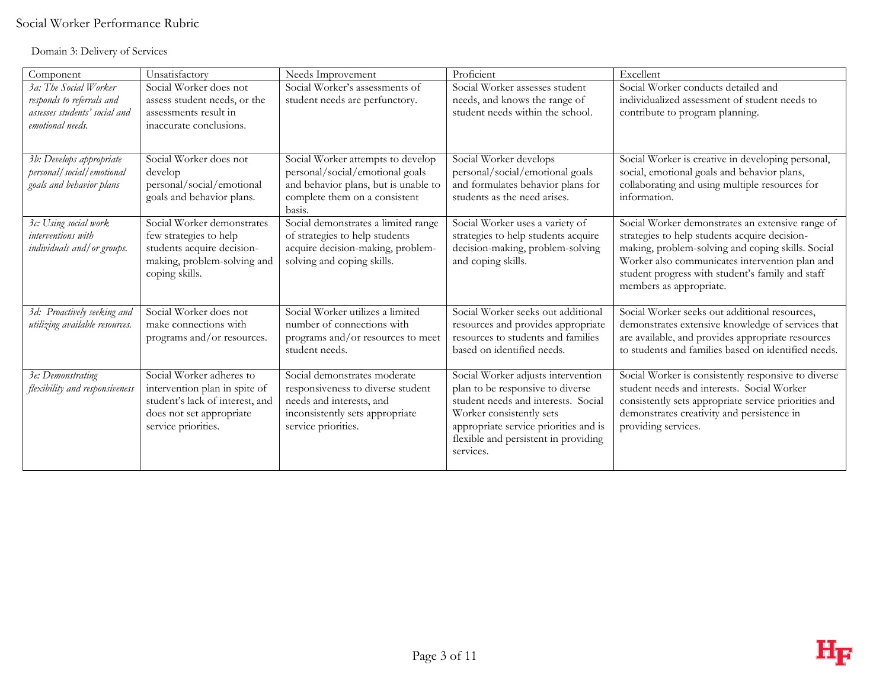Social Worker Performance Rubric

Domain 3: Delivery of Services

| Component | Unsatisfactory | Needs Improvement | Proficient | Excellent |
|---|---|---|---|---|
| *3a: The Social Worker responds to referrals and assesses students' social and emotional needs.* | Social Worker does not assess student needs, or the assessments result in inaccurate conclusions. | Social Worker's assessments of student needs are perfunctory. | Social Worker assesses student needs, and knows the range of student needs within the school. | Social Worker conducts detailed and individualized assessment of student needs to contribute to program planning. |
| *3b: Develops appropriate personal/social/emotional goals and behavior plans* | Social Worker does not develop personal/social/emotional goals and behavior plans. | Social Worker attempts to develop personal/social/emotional goals and behavior plans, but is unable to complete them on a consistent basis. | Social Worker develops personal/social/emotional goals and formulates behavior plans for students as the need arises. | Social Worker is creative in developing personal, social, emotional goals and behavior plans, collaborating and using multiple resources for information. |
| *3c: Using social work interventions with individuals and/or groups.* | Social Worker demonstrates few strategies to help students acquire decision-making, problem-solving and coping skills. | Social demonstrates a limited range of strategies to help students acquire decision-making, problem-solving and coping skills. | Social Worker uses a variety of strategies to help students acquire decision-making, problem-solving and coping skills. | Social Worker demonstrates an extensive range of strategies to help students acquire decision-making, problem-solving and coping skills. Social Worker also communicates intervention plan and student progress with student's family and staff members as appropriate. |
| *3d: Proactively seeking and utilizing available resources.* | Social Worker does not make connections with programs and/or resources. | Social Worker utilizes a limited number of connections with programs and/or resources to meet student needs. | Social Worker seeks out additional resources and provides appropriate resources to students and families based on identified needs. | Social Worker seeks out additional resources, demonstrates extensive knowledge of services that are available, and provides appropriate resources to students and families based on identified needs. |
| *3e: Demonstrating flexibility and responsiveness* | Social Worker adheres to intervention plan in spite of student's lack of interest, and does not set appropriate service priorities. | Social demonstrates moderate responsiveness to diverse student needs and interests, and inconsistently sets appropriate service priorities. | Social Worker adjusts intervention plan to be responsive to diverse student needs and interests. Social Worker consistently sets appropriate service priorities and is flexible and persistent in providing services. | Social Worker is consistently responsive to diverse student needs and interests. Social Worker consistently sets appropriate service priorities and demonstrates creativity and persistence in providing services. |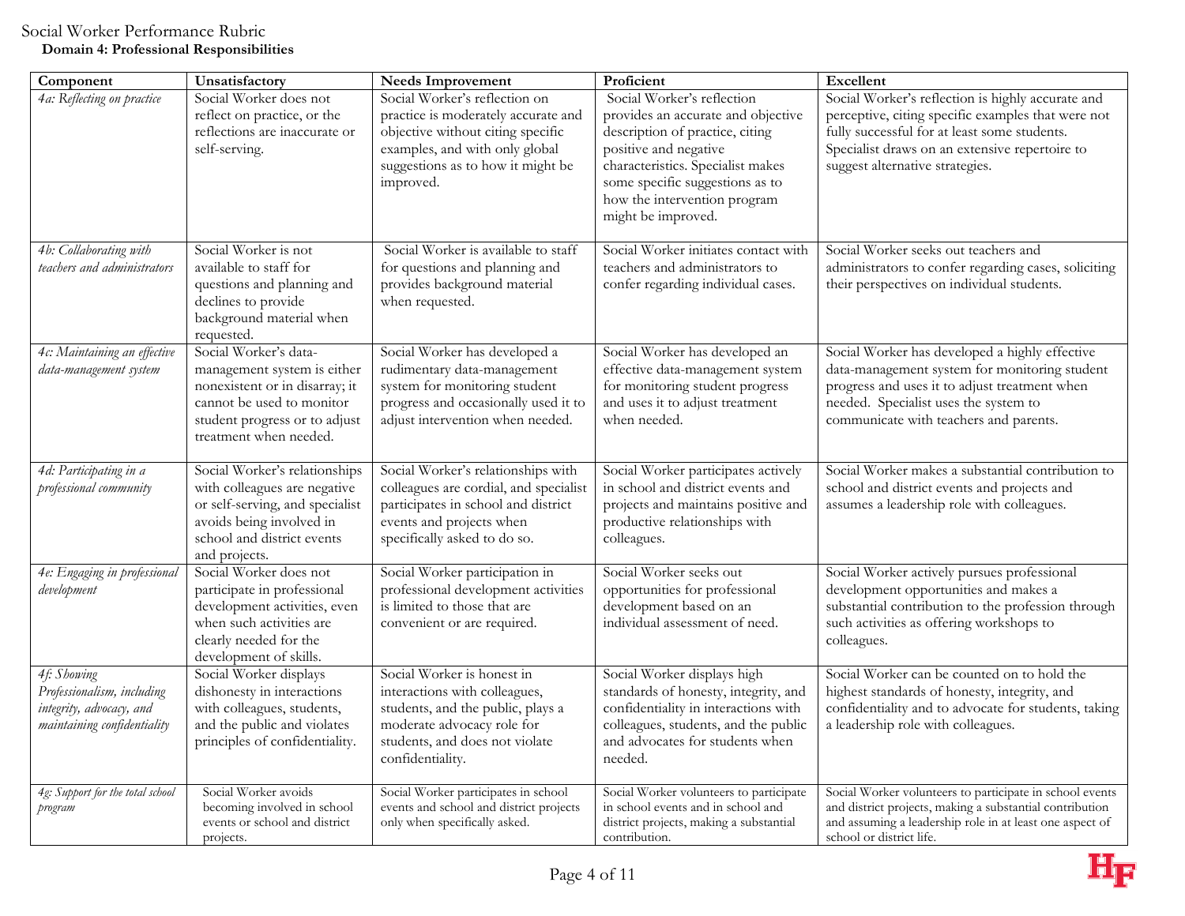# Social Worker Performance Rubric

## Domain 4: Professional Responsibilities

| Component | Unsatisfactory | Needs Improvement | Proficient | Excellent |
|---|---|---|---|---|
| *4a: Reflecting on practice* | Social Worker does not reflect on practice, or the reflections are inaccurate or self-serving. | Social Worker's reflection on practice is moderately accurate and objective without citing specific examples, and with only global suggestions as to how it might be improved. | Social Worker's reflection provides an accurate and objective description of practice, citing positive and negative characteristics. Specialist makes some specific suggestions as to how the intervention program might be improved. | Social Worker's reflection is highly accurate and perceptive, citing specific examples that were not fully successful for at least some students. Specialist draws on an extensive repertoire to suggest alternative strategies. |
| *4b: Collaborating with teachers and administrators* | Social Worker is not available to staff for questions and planning and declines to provide background material when requested. | Social Worker is available to staff for questions and planning and provides background material when requested. | Social Worker initiates contact with teachers and administrators to confer regarding individual cases. | Social Worker seeks out teachers and administrators to confer regarding cases, soliciting their perspectives on individual students. |
| *4c: Maintaining an effective data-management system* | Social Worker's data-management system is either nonexistent or in disarray; it cannot be used to monitor student progress or to adjust treatment when needed. | Social Worker has developed a rudimentary data-management system for monitoring student progress and occasionally used it to adjust intervention when needed. | Social Worker has developed an effective data-management system for monitoring student progress and uses it to adjust treatment when needed. | Social Worker has developed a highly effective data-management system for monitoring student progress and uses it to adjust treatment when needed. Specialist uses the system to communicate with teachers and parents. |
| *4d: Participating in a professional community* | Social Worker's relationships with colleagues are negative or self-serving, and specialist avoids being involved in school and district events and projects. | Social Worker's relationships with colleagues are cordial, and specialist participates in school and district events and projects when specifically asked to do so. | Social Worker participates actively in school and district events and projects and maintains positive and productive relationships with colleagues. | Social Worker makes a substantial contribution to school and district events and projects and assumes a leadership role with colleagues. |
| *4e: Engaging in professional development* | Social Worker does not participate in professional development activities, even when such activities are clearly needed for the development of skills. | Social Worker participation in professional development activities is limited to those that are convenient or are required. | Social Worker seeks out opportunities for professional development based on an individual assessment of need. | Social Worker actively pursues professional development opportunities and makes a substantial contribution to the profession through such activities as offering workshops to colleagues. |
| *4f: Showing Professionalism, including integrity, advocacy, and maintaining confidentiality* | Social Worker displays dishonesty in interactions with colleagues, students, and the public and violates principles of confidentiality. | Social Worker is honest in interactions with colleagues, students, and the public, plays a moderate advocacy role for students, and does not violate confidentiality. | Social Worker displays high standards of honesty, integrity, and confidentiality in interactions with colleagues, students, and the public and advocates for students when needed. | Social Worker can be counted on to hold the highest standards of honesty, integrity, and confidentiality and to advocate for students, taking a leadership role with colleagues. |
| *4g: Support for the total school program* | Social Worker avoids becoming involved in school events or school and district projects. | Social Worker participates in school events and school and district projects only when specifically asked. | Social Worker volunteers to participate in school events and in school and district projects, making a substantial contribution. | Social Worker volunteers to participate in school events and district projects, making a substantial contribution and assuming a leadership role in at least one aspect of school or district life. |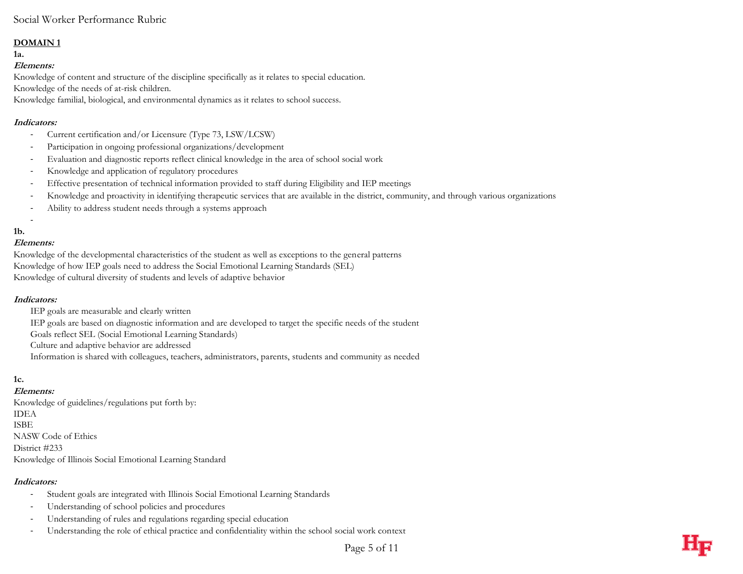**DOMAIN 1**

**1a.**

***Elements:***

Knowledge of content and structure of the discipline specifically as it relates to special education.
Knowledge of the needs of at-risk children.
Knowledge familial, biological, and environmental dynamics as it relates to school success.

***Indicators:***

- Current certification and/or Licensure (Type 73, LSW/LCSW)
- Participation in ongoing professional organizations/development
- Evaluation and diagnostic reports reflect clinical knowledge in the area of school social work
- Knowledge and application of regulatory procedures
- Effective presentation of technical information provided to staff during Eligibility and IEP meetings
- Knowledge and proactivity in identifying therapeutic services that are available in the district, community, and through various organizations
- Ability to address student needs through a systems approach
-

**1b.**

***Elements:***

Knowledge of the developmental characteristics of the student as well as exceptions to the general patterns
Knowledge of how IEP goals need to address the Social Emotional Learning Standards (SEL)
Knowledge of cultural diversity of students and levels of adaptive behavior

***Indicators:***

IEP goals are measurable and clearly written
IEP goals are based on diagnostic information and are developed to target the specific needs of the student
Goals reflect SEL (Social Emotional Learning Standards)
Culture and adaptive behavior are addressed
Information is shared with colleagues, teachers, administrators, parents, students and community as needed

**1c.**

***Elements:***

Knowledge of guidelines/regulations put forth by:
IDEA
ISBE
NASW Code of Ethics
District #233
Knowledge of Illinois Social Emotional Learning Standard

***Indicators:***

- Student goals are integrated with Illinois Social Emotional Learning Standards
- Understanding of school policies and procedures
- Understanding of rules and regulations regarding special education
- Understanding the role of ethical practice and confidentiality within the school social work context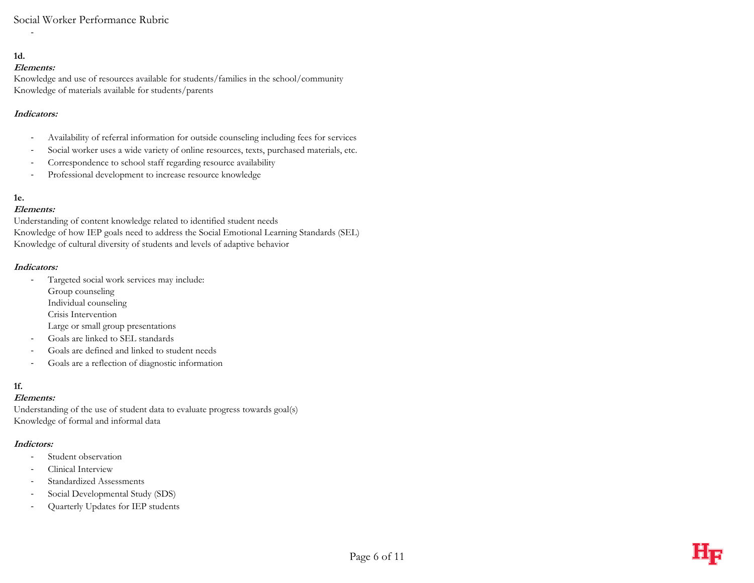**1d.**

***Elements:***

Knowledge and use of resources available for students/families in the school/community
Knowledge of materials available for students/parents

***Indicators:***

- Availability of referral information for outside counseling including fees for services
- Social worker uses a wide variety of online resources, texts, purchased materials, etc.
- Correspondence to school staff regarding resource availability
- Professional development to increase resource knowledge

**1e.**

***Elements:***

Understanding of content knowledge related to identified student needs
Knowledge of how IEP goals need to address the Social Emotional Learning Standards (SEL)
Knowledge of cultural diversity of students and levels of adaptive behavior

***Indicators:***

- Targeted social work services may include:
  Group counseling
  Individual counseling
  Crisis Intervention
  Large or small group presentations
- Goals are linked to SEL standards
- Goals are defined and linked to student needs
- Goals are a reflection of diagnostic information

**1f.**

***Elements:***

Understanding of the use of student data to evaluate progress towards goal(s)
Knowledge of formal and informal data

***Indictors:***

- Student observation
- Clinical Interview
- Standardized Assessments
- Social Developmental Study (SDS)
- Quarterly Updates for IEP students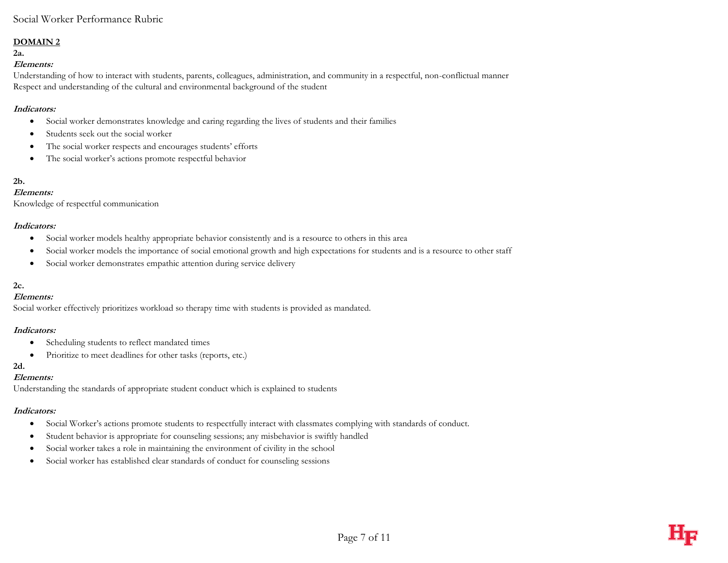## DOMAIN 2

**2a.**

***Elements:***

Understanding of how to interact with students, parents, colleagues, administration, and community in a respectful, non-conflictual manner
Respect and understanding of the cultural and environmental background of the student

***Indicators:***

- Social worker demonstrates knowledge and caring regarding the lives of students and their families
- Students seek out the social worker
- The social worker respects and encourages students' efforts
- The social worker's actions promote respectful behavior

**2b.**

***Elements:***

Knowledge of respectful communication

***Indicators:***

- Social worker models healthy appropriate behavior consistently and is a resource to others in this area
- Social worker models the importance of social emotional growth and high expectations for students and is a resource to other staff
- Social worker demonstrates empathic attention during service delivery

**2c.**

***Elements:***

Social worker effectively prioritizes workload so therapy time with students is provided as mandated.

***Indicators:***

- Scheduling students to reflect mandated times
- Prioritize to meet deadlines for other tasks (reports, etc.)

**2d.**

***Elements:***

Understanding the standards of appropriate student conduct which is explained to students

***Indicators:***

- Social Worker's actions promote students to respectfully interact with classmates complying with standards of conduct.
- Student behavior is appropriate for counseling sessions; any misbehavior is swiftly handled
- Social worker takes a role in maintaining the environment of civility in the school
- Social worker has established clear standards of conduct for counseling sessions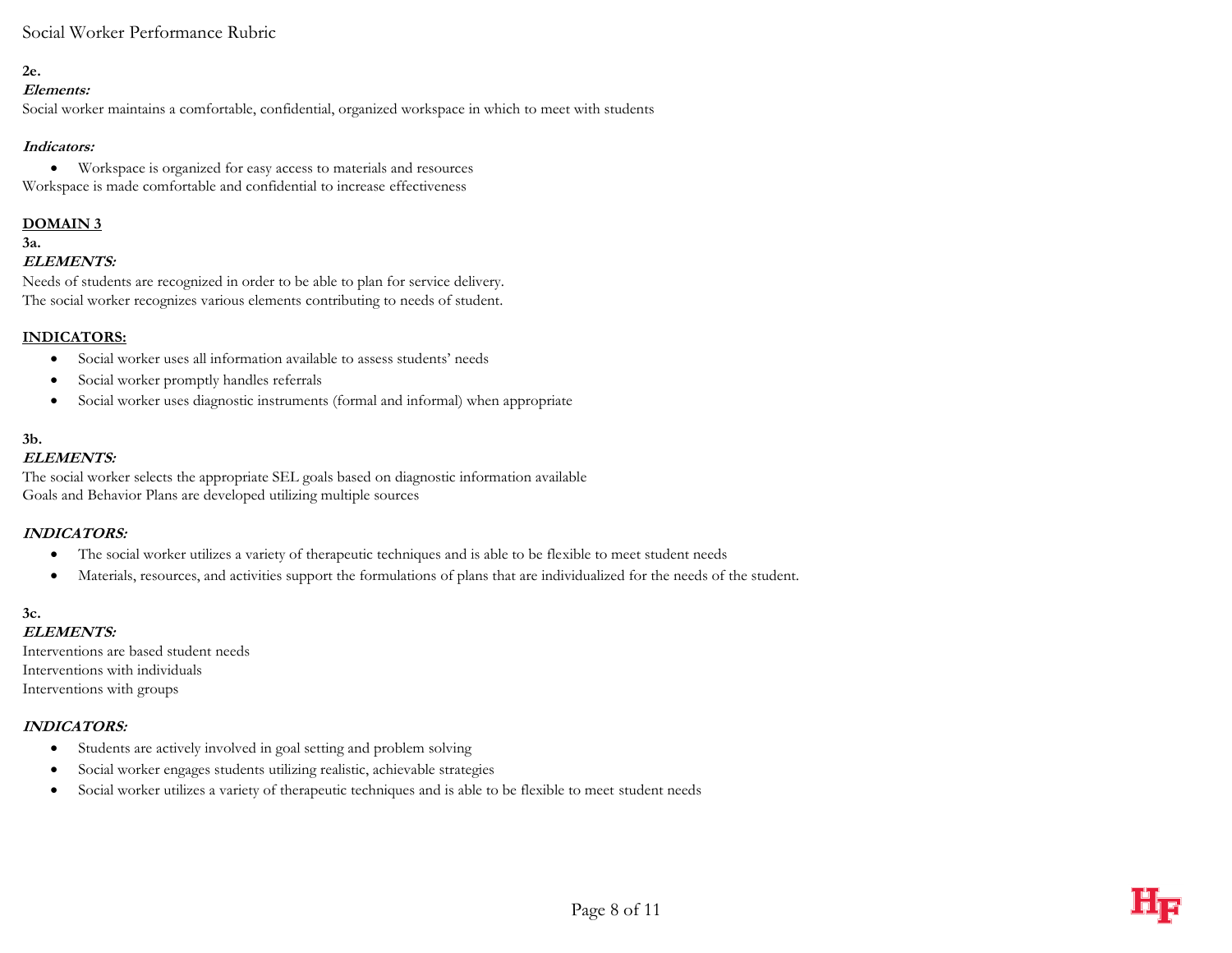**2e.**

***Elements:***

Social worker maintains a comfortable, confidential, organized workspace in which to meet with students

***Indicators:***

- Workspace is organized for easy access to materials and resources

Workspace is made comfortable and confidential to increase effectiveness

## DOMAIN 3

**3a.**

***ELEMENTS:***

Needs of students are recognized in order to be able to plan for service delivery.
The social worker recognizes various elements contributing to needs of student.

**INDICATORS:**

- Social worker uses all information available to assess students' needs
- Social worker promptly handles referrals
- Social worker uses diagnostic instruments (formal and informal) when appropriate

**3b.**

***ELEMENTS:***

The social worker selects the appropriate SEL goals based on diagnostic information available
Goals and Behavior Plans are developed utilizing multiple sources

***INDICATORS:***

- The social worker utilizes a variety of therapeutic techniques and is able to be flexible to meet student needs
- Materials, resources, and activities support the formulations of plans that are individualized for the needs of the student.

**3c.**

***ELEMENTS:***

Interventions are based student needs
Interventions with individuals
Interventions with groups

***INDICATORS:***

- Students are actively involved in goal setting and problem solving
- Social worker engages students utilizing realistic, achievable strategies
- Social worker utilizes a variety of therapeutic techniques and is able to be flexible to meet student needs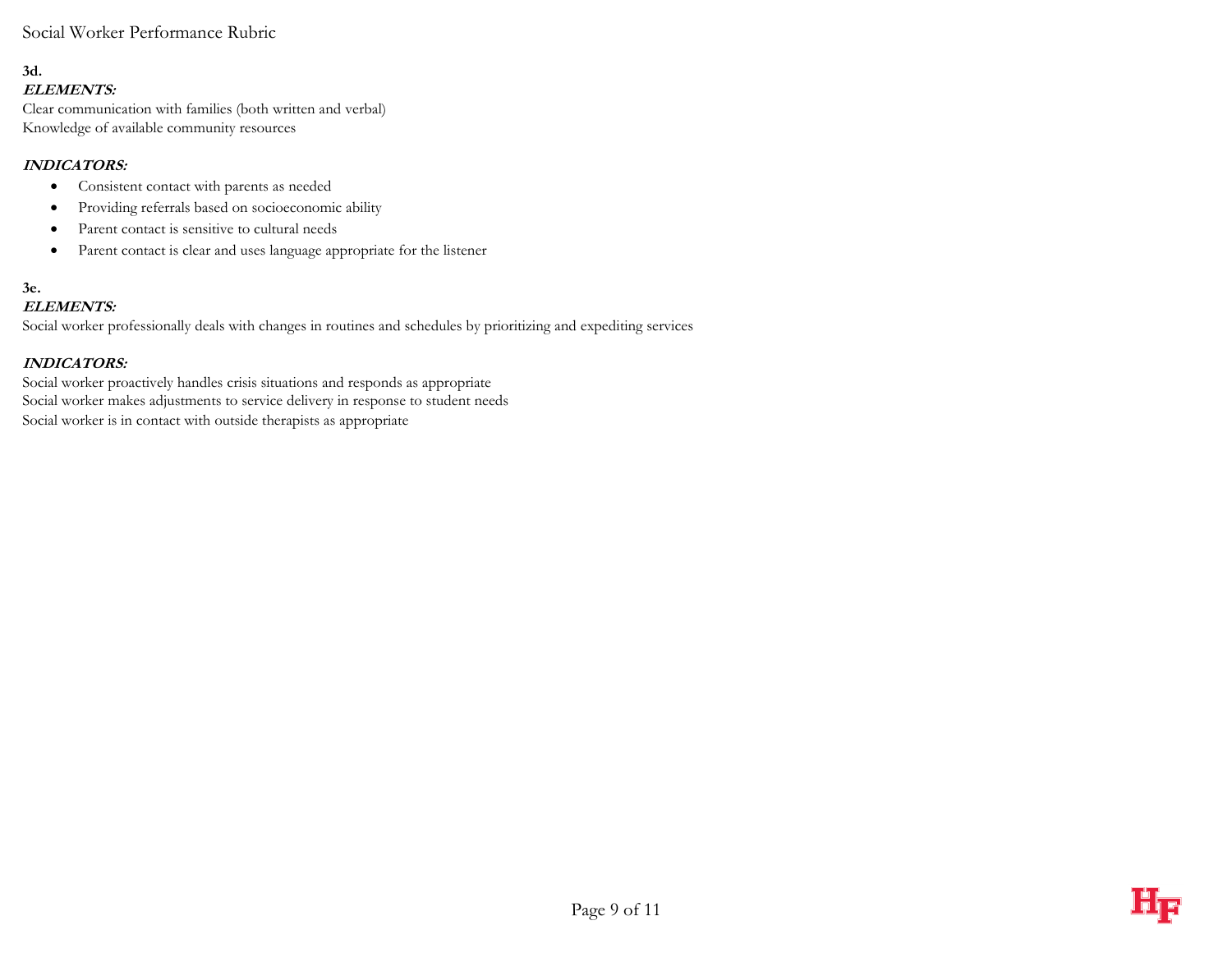**3d.**

***ELEMENTS:***

Clear communication with families (both written and verbal)
Knowledge of available community resources

***INDICATORS:***

- Consistent contact with parents as needed
- Providing referrals based on socioeconomic ability
- Parent contact is sensitive to cultural needs
- Parent contact is clear and uses language appropriate for the listener

**3e.**

***ELEMENTS:***

Social worker professionally deals with changes in routines and schedules by prioritizing and expediting services

***INDICATORS:***

Social worker proactively handles crisis situations and responds as appropriate
Social worker makes adjustments to service delivery in response to student needs
Social worker is in contact with outside therapists as appropriate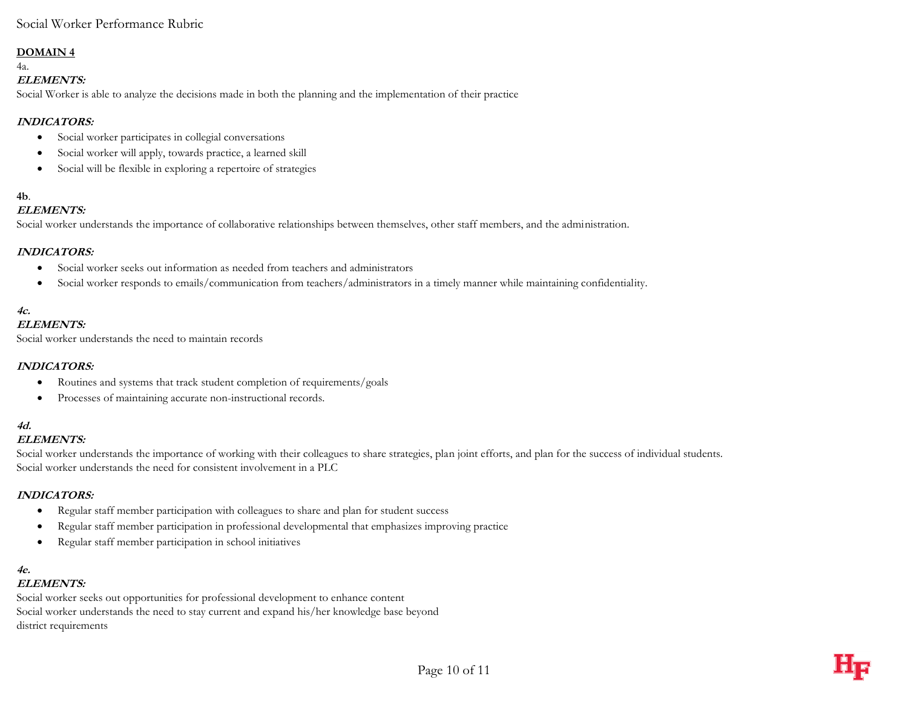**DOMAIN 4**

4a.

***ELEMENTS:***

Social Worker is able to analyze the decisions made in both the planning and the implementation of their practice

***INDICATORS:***

- Social worker participates in collegial conversations
- Social worker will apply, towards practice, a learned skill
- Social will be flexible in exploring a repertoire of strategies

**4b**.

***ELEMENTS:***

Social worker understands the importance of collaborative relationships between themselves, other staff members, and the administration.

***INDICATORS:***

- Social worker seeks out information as needed from teachers and administrators
- Social worker responds to emails/communication from teachers/administrators in a timely manner while maintaining confidentiality.

***4c.***

***ELEMENTS:***

Social worker understands the need to maintain records

***INDICATORS:***

- Routines and systems that track student completion of requirements/goals
- Processes of maintaining accurate non-instructional records.

***4d.***

***ELEMENTS:***

Social worker understands the importance of working with their colleagues to share strategies, plan joint efforts, and plan for the success of individual students.
Social worker understands the need for consistent involvement in a PLC

***INDICATORS:***

- Regular staff member participation with colleagues to share and plan for student success
- Regular staff member participation in professional developmental that emphasizes improving practice
- Regular staff member participation in school initiatives

***4e.***

***ELEMENTS:***

Social worker seeks out opportunities for professional development to enhance content
Social worker understands the need to stay current and expand his/her knowledge base beyond
district requirements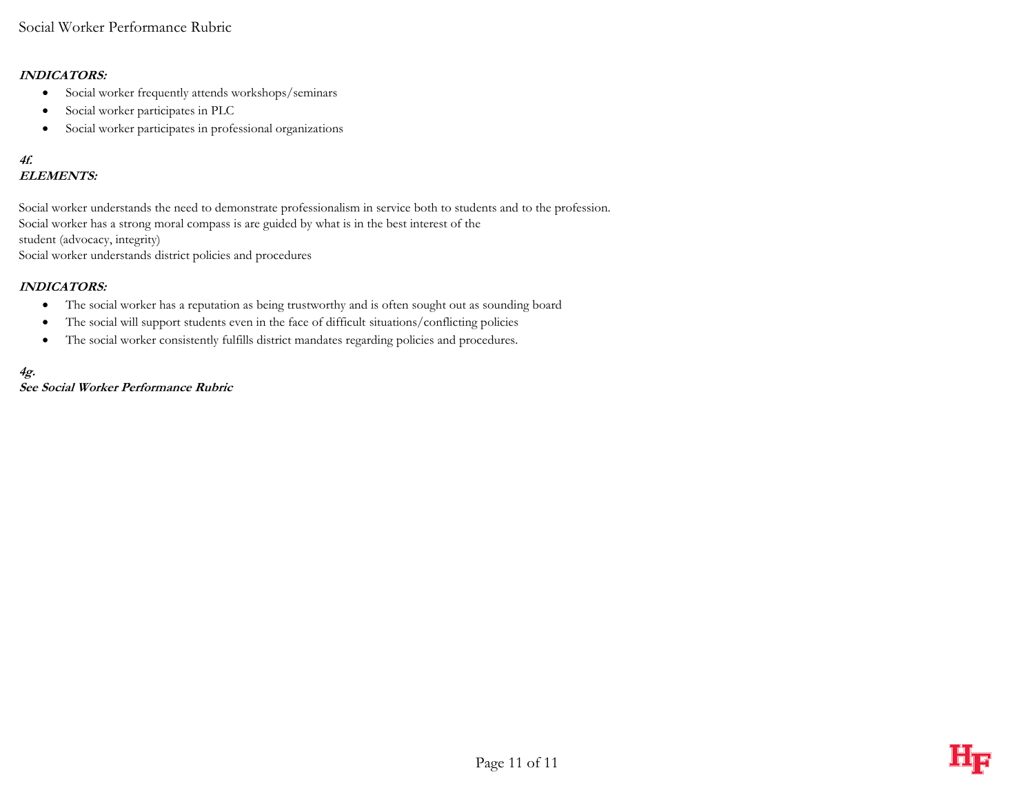***INDICATORS:***

- Social worker frequently attends workshops/seminars
- Social worker participates in PLC
- Social worker participates in professional organizations

***4f.***
***ELEMENTS:***

Social worker understands the need to demonstrate professionalism in service both to students and to the profession.
Social worker has a strong moral compass is are guided by what is in the best interest of the
student (advocacy, integrity)
Social worker understands district policies and procedures

***INDICATORS:***

- The social worker has a reputation as being trustworthy and is often sought out as sounding board
- The social will support students even in the face of difficult situations/conflicting policies
- The social worker consistently fulfills district mandates regarding policies and procedures.

***4g.***
***See Social Worker Performance Rubric***